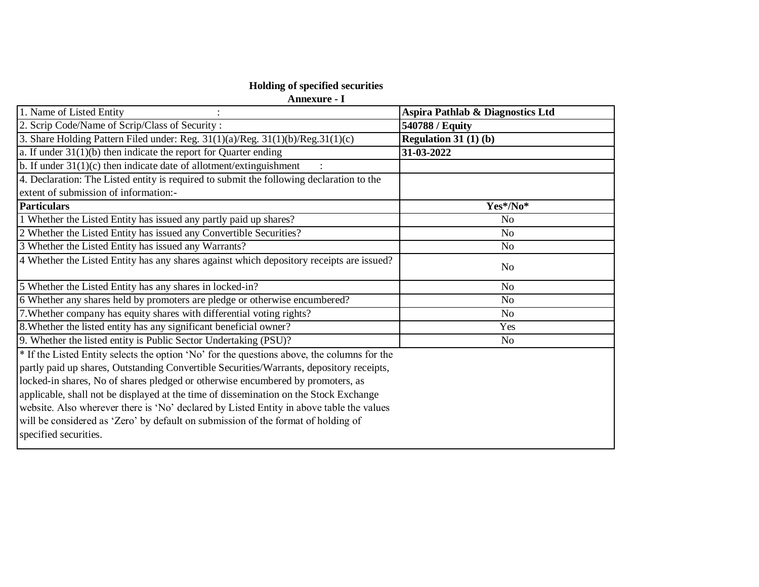## Holding of specified securities

### Annexure - I

| | |
|---|---|
| 1. Name of Listed Entity : | **Aspira Pathlab & Diagnostics Ltd** |
| 2. Scrip Code/Name of Scrip/Class of Security : | **540788 / Equity** |
| 3. Share Holding Pattern Filed under: Reg. 31(1)(a)/Reg. 31(1)(b)/Reg.31(1)(c) | **Regulation 31 (1) (b)** |
| a. If under 31(1)(b) then indicate the report for Quarter ending | **31-03-2022** |
| b. If under 31(1)(c) then indicate date of allotment/extinguishment : | |
| 4. Declaration: The Listed entity is required to submit the following declaration to the extent of submission of information:- | |
| **Particulars** | **Yes*/No*** |
| 1 Whether the Listed Entity has issued any partly paid up shares? | No |
| 2 Whether the Listed Entity has issued any Convertible Securities? | No |
| 3 Whether the Listed Entity has issued any Warrants? | No |
| 4 Whether the Listed Entity has any shares against which depository receipts are issued? | No |
| 5 Whether the Listed Entity has any shares in locked-in? | No |
| 6 Whether any shares held by promoters are pledge or otherwise encumbered? | No |
| 7.Whether company has equity shares with differential voting rights? | No |
| 8.Whether the listed entity has any significant beneficial owner? | Yes |
| 9. Whether the listed entity is Public Sector Undertaking (PSU)? | No |
| * If the Listed Entity selects the option 'No' for the questions above, the columns for the partly paid up shares, Outstanding Convertible Securities/Warrants, depository receipts, locked-in shares, No of shares pledged or otherwise encumbered by promoters, as applicable, shall not be displayed at the time of dissemination on the Stock Exchange website. Also wherever there is 'No' declared by Listed Entity in above table the values will be considered as 'Zero' by default on submission of the format of holding of specified securities. | |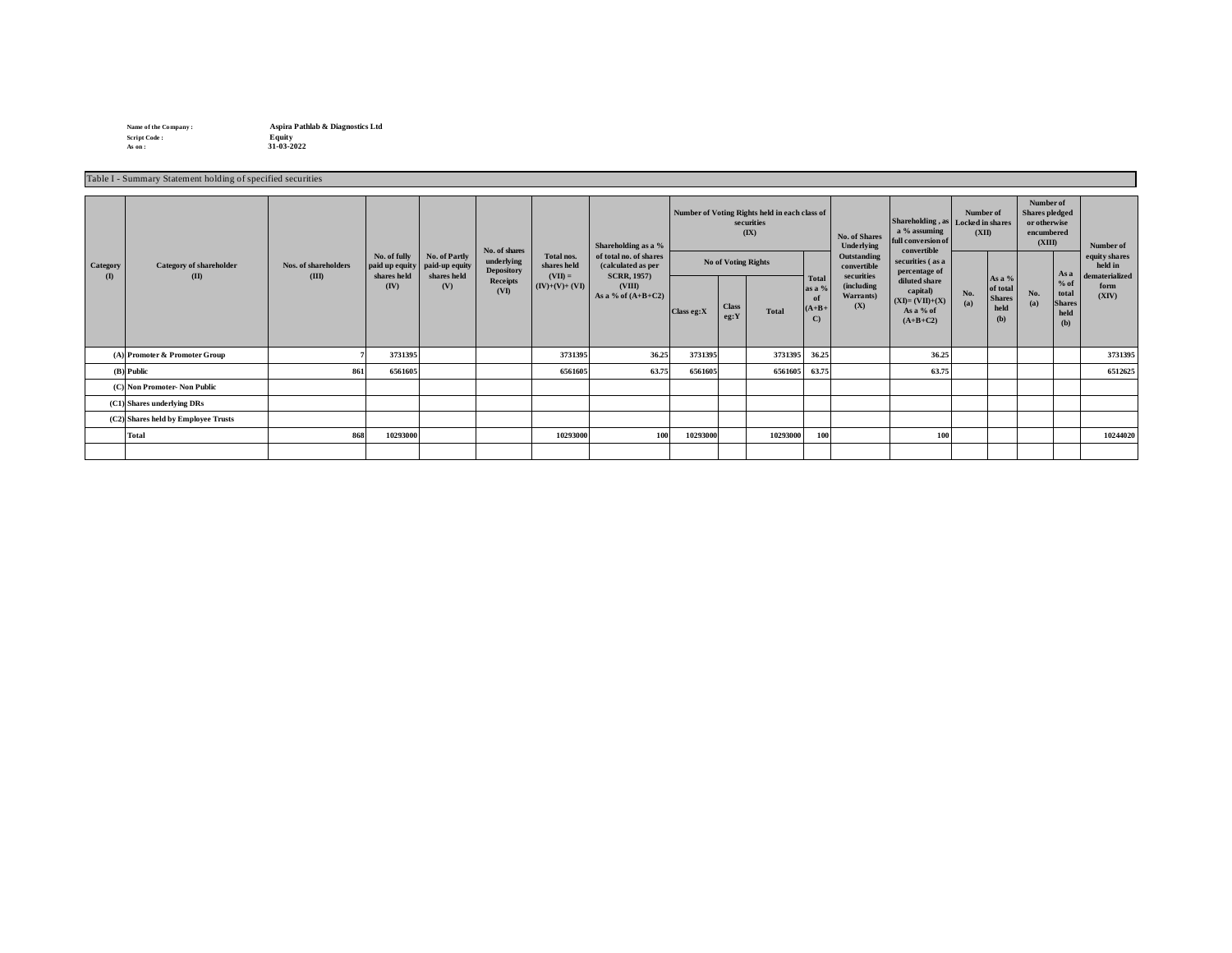Name of the Company : Aspira Pathlab & Diagnostics Ltd
Script Code : Equity
As on : 31-03-2022

Table I - Summary Statement holding of specified securities

| Category (I) | Category of shareholder (II) | Nos. of shareholders (III) | No. of fully paid up equity shares held (IV) | No. of Partly paid-up equity shares held (V) | No. of shares underlying Depository Receipts (VI) | Total nos. shares held (VII) = (IV)+(V)+ (VI) | Shareholding as a % of total no. of shares (calculated as per SCRR, 1957) (VIII) As a % of (A+B+C2) | Number of Voting Rights held in each class of securities (IX) | | | | No. of Shares Underlying Outstanding convertible securities (including Warrants) (X) | Shareholding , as a % assuming full conversion of convertible securities ( as a percentage of diluted share capital) (XI)= (VII)+(X) As a % of (A+B+C2) | Number of Locked in shares (XII) | | Number of Shares pledged or otherwise encumbered (XIII) | | Number of equity shares held in dematerialized form (XIV) |
|---|---|---|---|---|---|---|---|---|---|---|---|---|---|---|---|---|---|---|
| | | | | | | | | No of Voting Rights | | | Total as a % of (A+B+C) | | | No. (a) | As a % of total Shares held (b) | No. (a) | As a % of total Shares held (b) | |
| | | | | | | | | Class eg:X | Class eg:Y | Total | | | | | | | | |
| (A) | Promoter & Promoter Group | 7 | 3731395 | | | 3731395 | 36.25 | 3731395 | | 3731395 | 36.25 | | 36.25 | | | | | 3731395 |
| (B) | Public | 861 | 6561605 | | | 6561605 | 63.75 | 6561605 | | 6561605 | 63.75 | | 63.75 | | | | | 6512625 |
| (C) | Non Promoter- Non Public | | | | | | | | | | | | | | | | | |
| (C1) | Shares underlying DRs | | | | | | | | | | | | | | | | | |
| (C2) | Shares held by Employee Trusts | | | | | | | | | | | | | | | | | |
| | Total | 868 | 10293000 | | | 10293000 | 100 | 10293000 | | 10293000 | 100 | | 100 | | | | | 10244020 |
| | | | | | | | | | | | | | | | | | | |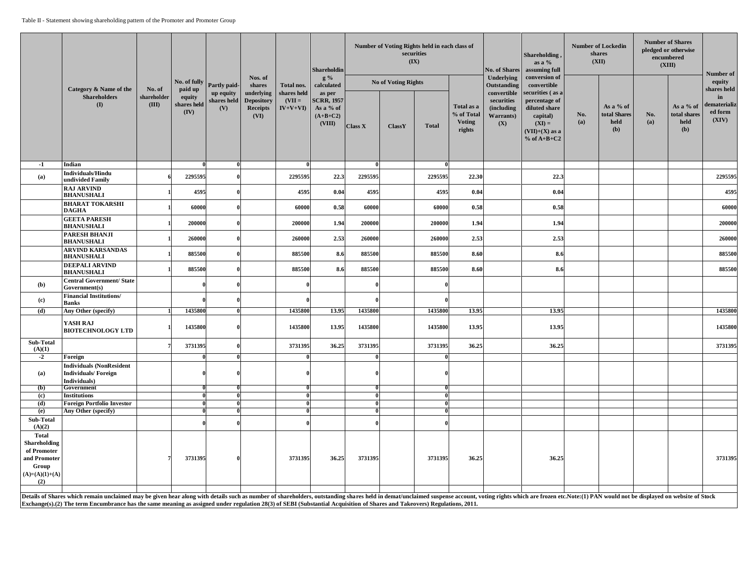Table II - Statement showing shareholding pattern of the Promoter and Promoter Group

| | Category & Name of the Shareholders (I) | No. of shareholder (III) | No. of fully paid up equity shares held (IV) | Partly paid-up equity shares held (V) | Nos. of shares underlying Depository Receipts (VI) | Total nos. shares held (VII = IV+V+VI) | Shareholding % calculated as per SCRR, 1957 As a % of (A+B+C2) (VIII) | Number of Voting Rights held in each class of securities (IX) | | | | No. of Shares Underlying Outstanding convertible securities (including Warrants) (X) | Shareholding , as a % assuming full conversion of convertible securities ( as a percentage of diluted share capital) (XI) = (VII)+(X) as a % of A+B+C2 | Number of Lockedin shares (XII) | | Number of Shares pledged or otherwise encumbered (XIII) | | Number of equity shares held in dematerialized form (XIV) |
|---|---|---|---|---|---|---|---|---|---|---|---|---|---|---|---|---|---|---|
| | | | | | | | | No of Voting Rights | | | Total as a % of Total Voting rights | | | No. (a) | As a % of total Shares held (b) | No. (a) | As a % of total shares held (b) | |
| | | | | | | | | Class X | ClassY | Total | | | | | | | | |
| -1 | Indian | | 0 | 0 | | 0 | | 0 | | 0 | | | | | | | | |
| (a) | Individuals/Hindu undivided Family | 6 | 2295595 | 0 | | 2295595 | 22.3 | 2295595 | | 2295595 | 22.30 | | 22.3 | | | | | 2295595 |
| | RAJ ARVIND BHANUSHALI | 1 | 4595 | 0 | | 4595 | 0.04 | 4595 | | 4595 | 0.04 | | 0.04 | | | | | 4595 |
| | BHARAT TOKARSHI DAGHA | 1 | 60000 | 0 | | 60000 | 0.58 | 60000 | | 60000 | 0.58 | | 0.58 | | | | | 60000 |
| | GEETA PARESH BHANUSHALI | 1 | 200000 | 0 | | 200000 | 1.94 | 200000 | | 200000 | 1.94 | | 1.94 | | | | | 200000 |
| | PARESH BHANJI BHANUSHALI | 1 | 260000 | 0 | | 260000 | 2.53 | 260000 | | 260000 | 2.53 | | 2.53 | | | | | 260000 |
| | ARVIND KARSANDAS BHANUSHALI | 1 | 885500 | 0 | | 885500 | 8.6 | 885500 | | 885500 | 8.60 | | 8.6 | | | | | 885500 |
| | DEEPALI ARVIND BHANUSHALI | 1 | 885500 | 0 | | 885500 | 8.6 | 885500 | | 885500 | 8.60 | | 8.6 | | | | | 885500 |
| (b) | Central Government/ State Government(s) | | 0 | 0 | | 0 | | 0 | | 0 | | | | | | | | |
| (c) | Financial Institutions/ Banks | | 0 | 0 | | 0 | | 0 | | 0 | | | | | | | | |
| (d) | Any Other (specify) | 1 | 1435800 | 0 | | 1435800 | 13.95 | 1435800 | | 1435800 | 13.95 | | 13.95 | | | | | 1435800 |
| | YASH RAJ BIOTECHNOLOGY LTD | 1 | 1435800 | 0 | | 1435800 | 13.95 | 1435800 | | 1435800 | 13.95 | | 13.95 | | | | | 1435800 |
| Sub-Total (A)(1) | | 7 | 3731395 | 0 | | 3731395 | 36.25 | 3731395 | | 3731395 | 36.25 | | 36.25 | | | | | 3731395 |
| -2 | Foreign | | 0 | 0 | | 0 | | 0 | | 0 | | | | | | | | |
| (a) | Individuals (NonResident Individuals/ Foreign Individuals) | | 0 | 0 | | 0 | | 0 | | 0 | | | | | | | | |
| (b) | Government | | 0 | 0 | | 0 | | 0 | | 0 | | | | | | | | |
| (c) | Institutions | | 0 | 0 | | 0 | | 0 | | 0 | | | | | | | | |
| (d) | Foreign Portfolio Investor | | 0 | 0 | | 0 | | 0 | | 0 | | | | | | | | |
| (e) | Any Other (specify) | | 0 | 0 | | 0 | | 0 | | 0 | | | | | | | | |
| Sub-Total (A)(2) | | | 0 | 0 | | 0 | | 0 | | 0 | | | | | | | | |
| Total Shareholding of Promoter and Promoter Group (A)=(A)(1)+(A)(2) | | 7 | 3731395 | 0 | | 3731395 | 36.25 | 3731395 | | 3731395 | 36.25 | | 36.25 | | | | | 3731395 |

**Details of Shares which remain unclaimed may be given hear along with details such as number of shareholders, outstanding shares held in demat/unclaimed suspense account, voting rights which are frozen etc.Note:(1) PAN would not be displayed on website of Stock Exchange(s).(2) The term Encumbrance has the same meaning as assigned under regulation 28(3) of SEBI (Substantial Acquisition of Shares and Takeovers) Regulations, 2011.**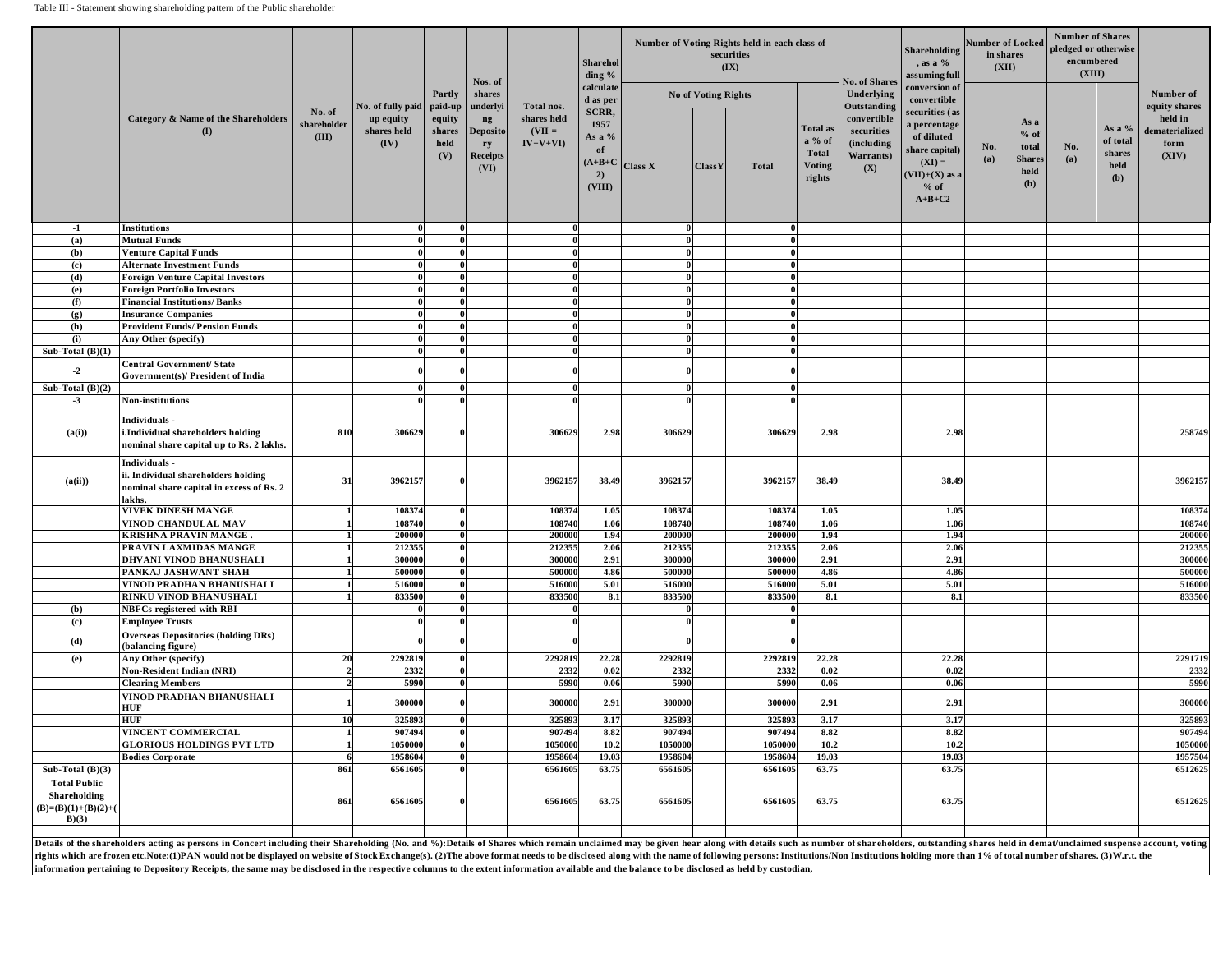Table III - Statement showing shareholding pattern of the Public shareholder

| Category & Name of the Shareholders (I) | | No. of shareholder (III) | No. of fully paid up equity shares held (IV) | Partly paid-up equity shares held (V) | Nos. of shares underlying Depository Receipts (VI) | Total nos. shares held (VII = IV+V+VI) | Shareholding % calculated as per SCRR, 1957 As a % of (A+B+C2) (VIII) | Number of Voting Rights held in each class of securities (IX) | | | | No. of Shares Underlying Outstanding convertible securities (including Warrants) (X) | Shareholding, as a % assuming full conversion of convertible securities (as a percentage of diluted share capital) (XI) = (VII)+(X) as a % of A+B+C2 | Number of Locked in shares (XII) | | Number of Shares pledged or otherwise encumbered (XIII) | | Number of equity shares held in dematerialized form (XIV) |
|---|---|---|---|---|---|---|---|---|---|---|---|---|---|---|---|---|---|---|
| | | | | | | | | No of Voting Rights | | | Total as a % of Total Voting rights | | | No. (a) | As a % of total Shares held (b) | No. (a) | As a % of total shares held (b) | |
| | | | | | | | | Class X | ClassY | Total | | | | | | | | |
| -1 | Institutions | | 0 | 0 | | 0 | | 0 | | 0 | | | | | | | | |
| (a) | Mutual Funds | | 0 | 0 | | 0 | | 0 | | 0 | | | | | | | | |
| (b) | Venture Capital Funds | | 0 | 0 | | 0 | | 0 | | 0 | | | | | | | | |
| (c) | Alternate Investment Funds | | 0 | 0 | | 0 | | 0 | | 0 | | | | | | | | |
| (d) | Foreign Venture Capital Investors | | 0 | 0 | | 0 | | 0 | | 0 | | | | | | | | |
| (e) | Foreign Portfolio Investors | | 0 | 0 | | 0 | | 0 | | 0 | | | | | | | | |
| (f) | Financial Institutions/ Banks | | 0 | 0 | | 0 | | 0 | | 0 | | | | | | | | |
| (g) | Insurance Companies | | 0 | 0 | | 0 | | 0 | | 0 | | | | | | | | |
| (h) | Provident Funds/ Pension Funds | | 0 | 0 | | 0 | | 0 | | 0 | | | | | | | | |
| (i) | Any Other (specify) | | 0 | 0 | | 0 | | 0 | | 0 | | | | | | | | |
| Sub-Total (B)(1) | | | 0 | 0 | | 0 | | 0 | | 0 | | | | | | | | |
| -2 | Central Government/ State Government(s)/ President of India | | 0 | 0 | | 0 | | 0 | | 0 | | | | | | | | |
| Sub-Total (B)(2) | | | 0 | 0 | | 0 | | 0 | | 0 | | | | | | | | |
| -3 | Non-institutions | | 0 | 0 | | 0 | | 0 | | 0 | | | | | | | | |
| (a(i)) | Individuals - i.Individual shareholders holding nominal share capital up to Rs. 2 lakhs. | 810 | 306629 | 0 | | 306629 | 2.98 | 306629 | | 306629 | 2.98 | | 2.98 | | | | | 258749 |
| (a(ii)) | Individuals - ii. Individual shareholders holding nominal share capital in excess of Rs. 2 lakhs. | 31 | 3962157 | 0 | | 3962157 | 38.49 | 3962157 | | 3962157 | 38.49 | | 38.49 | | | | | 3962157 |
| | VIVEK DINESH MANGE | 1 | 108374 | 0 | | 108374 | 1.05 | 108374 | | 108374 | 1.05 | | 1.05 | | | | | 108374 |
| | VINOD CHANDULAL MAV | 1 | 108740 | 0 | | 108740 | 1.06 | 108740 | | 108740 | 1.06 | | 1.06 | | | | | 108740 |
| | KRISHNA PRAVIN MANGE . | 1 | 200000 | 0 | | 200000 | 1.94 | 200000 | | 200000 | 1.94 | | 1.94 | | | | | 200000 |
| | PRAVIN LAXMIDAS MANGE | 1 | 212355 | 0 | | 212355 | 2.06 | 212355 | | 212355 | 2.06 | | 2.06 | | | | | 212355 |
| | DHVANI VINOD BHANUSHALI | 1 | 300000 | 0 | | 300000 | 2.91 | 300000 | | 300000 | 2.91 | | 2.91 | | | | | 300000 |
| | PANKAJ JASHWANT SHAH | 1 | 500000 | 0 | | 500000 | 4.86 | 500000 | | 500000 | 4.86 | | 4.86 | | | | | 500000 |
| | VINOD PRADHAN BHANUSHALI | 1 | 516000 | 0 | | 516000 | 5.01 | 516000 | | 516000 | 5.01 | | 5.01 | | | | | 516000 |
| | RINKU VINOD BHANUSHALI | 1 | 833500 | 0 | | 833500 | 8.1 | 833500 | | 833500 | 8.1 | | 8.1 | | | | | 833500 |
| (b) | NBFCs registered with RBI | | 0 | 0 | | 0 | | 0 | | 0 | | | | | | | | |
| (c) | Employee Trusts | | 0 | 0 | | 0 | | 0 | | 0 | | | | | | | | |
| (d) | Overseas Depositories (holding DRs) (balancing figure) | | 0 | 0 | | 0 | | 0 | | 0 | | | | | | | | |
| (e) | Any Other (specify) | 20 | 2292819 | 0 | | 2292819 | 22.28 | 2292819 | | 2292819 | 22.28 | | 22.28 | | | | | 2291719 |
| | Non-Resident Indian (NRI) | 2 | 2332 | 0 | | 2332 | 0.02 | 2332 | | 2332 | 0.02 | | 0.02 | | | | | 2332 |
| | Clearing Members | 2 | 5990 | 0 | | 5990 | 0.06 | 5990 | | 5990 | 0.06 | | 0.06 | | | | | 5990 |
| | VINOD PRADHAN BHANUSHALI HUF | 1 | 300000 | 0 | | 300000 | 2.91 | 300000 | | 300000 | 2.91 | | 2.91 | | | | | 300000 |
| | HUF | 10 | 325893 | 0 | | 325893 | 3.17 | 325893 | | 325893 | 3.17 | | 3.17 | | | | | 325893 |
| | VINCENT COMMERCIAL | 1 | 907494 | 0 | | 907494 | 8.82 | 907494 | | 907494 | 8.82 | | 8.82 | | | | | 907494 |
| | GLORIOUS HOLDINGS PVT LTD | 1 | 1050000 | 0 | | 1050000 | 10.2 | 1050000 | | 1050000 | 10.2 | | 10.2 | | | | | 1050000 |
| | Bodies Corporate | 6 | 1958604 | 0 | | 1958604 | 19.03 | 1958604 | | 1958604 | 19.03 | | 19.03 | | | | | 1957504 |
| Sub-Total (B)(3) | | 861 | 6561605 | 0 | | 6561605 | 63.75 | 6561605 | | 6561605 | 63.75 | | 63.75 | | | | | 6512625 |
| Total Public Shareholding (B)=(B)(1)+(B)(2)+(B)(3) | | 861 | 6561605 | 0 | | 6561605 | 63.75 | 6561605 | | 6561605 | 63.75 | | 63.75 | | | | | 6512625 |

**Details of the shareholders acting as persons in Concert including their Shareholding (No. and %):Details of Shares which remain unclaimed may be given hear along with details such as number of shareholders, outstanding shares held in demat/unclaimed suspense account, voting rights which are frozen etc.Note:(1)PAN would not be displayed on website of Stock Exchange(s). (2)The above format needs to be disclosed along with the name of following persons: Institutions/Non Institutions holding more than 1% of total number of shares. (3)W.r.t. the information pertaining to Depository Receipts, the same may be disclosed in the respective columns to the extent information available and the balance to be disclosed as held by custodian,**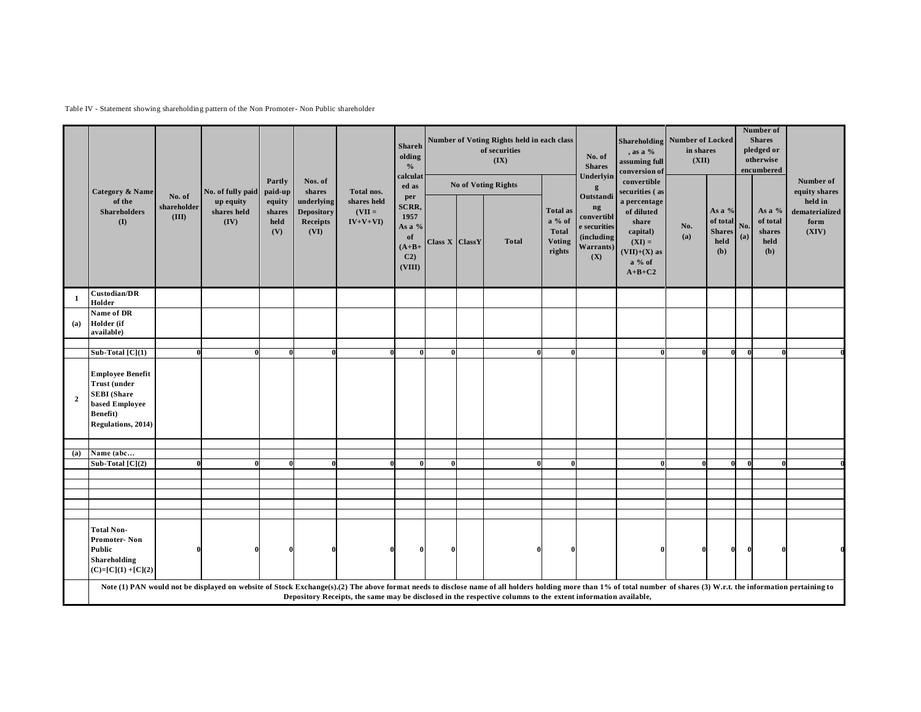Table IV - Statement showing shareholding pattern of the Non Promoter- Non Public shareholder

| | Category & Name of the Shareholders (I) | No. of shareholder (III) | No. of fully paid up equity shares held (IV) | Partly paid-up equity shares held (V) | Nos. of shares underlying Depository Receipts (VI) | Total nos. shares held (VII = IV+V+VI) | Shareholding % calculated as per SCRR, 1957 As a % of (A+B+C2) (VIII) | Number of Voting Rights held in each class of securities (IX) | | | | No. of Shares Underlying Outstanding convertible securities (including Warrants) (X) | Shareholding , as a % assuming full conversion of convertible securities ( as a percentage of diluted share capital) (XI) = (VII)+(X) as a % of A+B+C2 | Number of Locked in shares (XII) | | Number of Shares pledged or otherwise encumbered | | Number of equity shares held in dematerialized form (XIV) |
|---|---|---|---|---|---|---|---|---|---|---|---|---|---|---|---|---|---|---|
| | | | | | | | | No of Voting Rights | | | Total as a % of Total Voting rights | | | No. (a) | As a % of total Shares held (b) | No. (a) | As a % of total shares held (b) | |
| | | | | | | | | Class X | ClassY | Total | | | | | | | | |
| 1 | Custodian/DR Holder | | | | | | | | | | | | | | | | | |
| (a) | Name of DR Holder (if available) | | | | | | | | | | | | | | | | | |
| | | | | | | | | | | | | | | | | | | |
| | Sub-Total [C](1) | 0 | 0 | 0 | 0 | 0 | 0 | 0 | | 0 | 0 | | 0 | 0 | 0 | 0 | 0 | 0 |
| 2 | Employee Benefit Trust (under SEBI (Share based Employee Benefit) Regulations, 2014) | | | | | | | | | | | | | | | | | |
| | | | | | | | | | | | | | | | | | | |
| (a) | Name (abc... | | | | | | | | | | | | | | | | | |
| | Sub-Total [C](2) | 0 | 0 | 0 | 0 | 0 | 0 | 0 | | 0 | 0 | | 0 | 0 | 0 | 0 | 0 | 0 |
| | | | | | | | | | | | | | | | | | | |
| | | | | | | | | | | | | | | | | | | |
| | | | | | | | | | | | | | | | | | | |
| | | | | | | | | | | | | | | | | | | |
| | | | | | | | | | | | | | | | | | | |
| | Total Non-Promoter- Non Public Shareholding (C)=[C](1) +[C](2) | 0 | 0 | 0 | 0 | 0 | 0 | 0 | | 0 | 0 | | 0 | 0 | 0 | 0 | 0 | 0 |

Note (1) PAN would not be displayed on website of Stock Exchange(s).(2) The above format needs to disclose name of all holders holding more than 1% of total number of shares (3) W.r.t. the information pertaining to Depository Receipts, the same may be disclosed in the respective columns to the extent information available,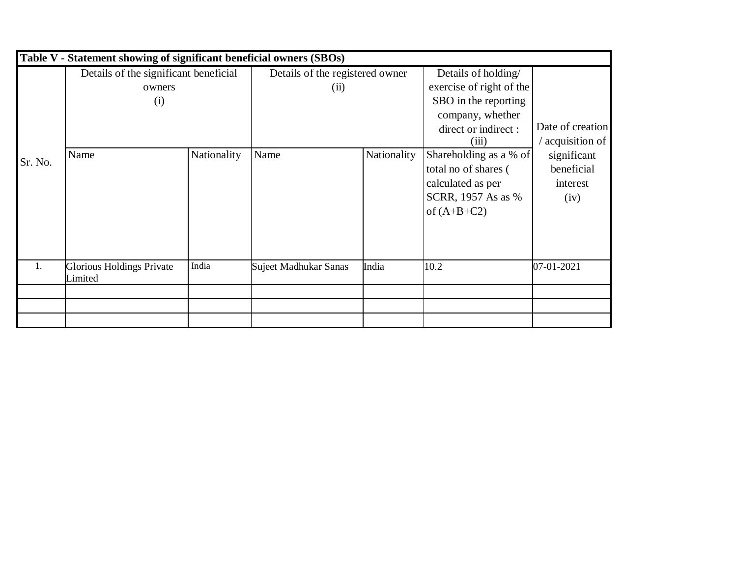| Table V - Statement showing of significant beneficial owners (SBOs) | | | | | | |
|---|---|---|---|---|---|---|
| Sr. No. | Details of the significant beneficial owners (i) | | Details of the registered owner (ii) | | Details of holding/ exercise of right of the SBO in the reporting company, whether direct or indirect : (iii) | Date of creation / acquisition of significant beneficial interest (iv) |
| | Name | Nationality | Name | Nationality | Shareholding as a % of total no of shares ( calculated as per SCRR, 1957 As as % of (A+B+C2) | |
| 1. | Glorious Holdings Private Limited | India | Sujeet Madhukar Sanas | India | 10.2 | 07-01-2021 |
| | | | | | | |
| | | | | | | |
| | | | | | | |